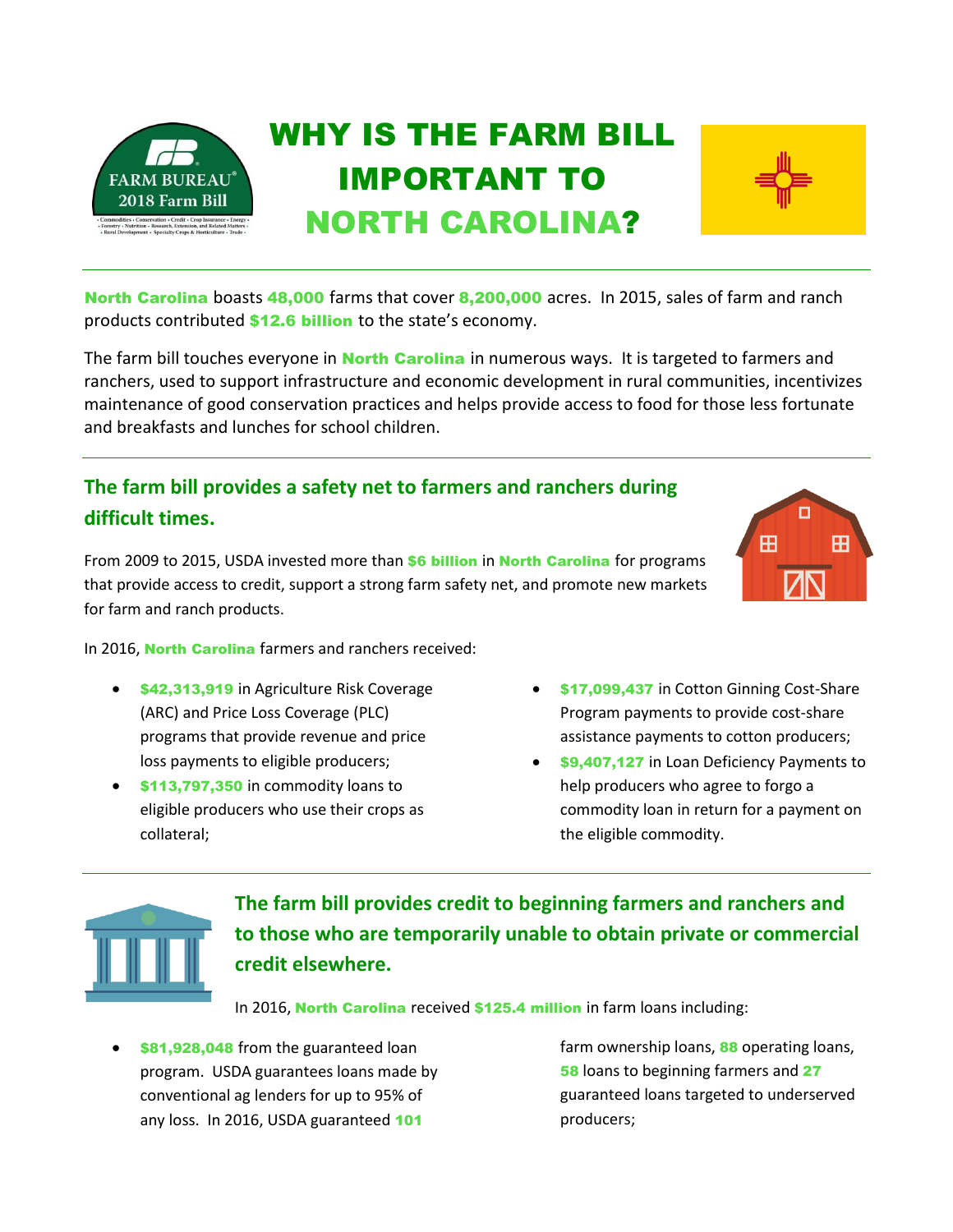# WHY IS THE FARM BILL IMPORTANT TO NORTH CAROLINA?

**North Carolina** boasts **48,000** farms that cover **8,200,000** acres. In 2015, sales of farm and ranch products contributed **$12.6 billion** to the state's economy.

The farm bill touches everyone in **North Carolina** in numerous ways. It is targeted to farmers and ranchers, used to support infrastructure and economic development in rural communities, incentivizes maintenance of good conservation practices and helps provide access to food for those less fortunate and breakfasts and lunches for school children.

## The farm bill provides a safety net to farmers and ranchers during difficult times.

From 2009 to 2015, USDA invested more than **$6 billion** in **North Carolina** for programs that provide access to credit, support a strong farm safety net, and promote new markets for farm and ranch products.

In 2016, **North Carolina** farmers and ranchers received:

- **$42,313,919** in Agriculture Risk Coverage (ARC) and Price Loss Coverage (PLC) programs that provide revenue and price loss payments to eligible producers;
- **$113,797,350** in commodity loans to eligible producers who use their crops as collateral;
- **$17,099,437** in Cotton Ginning Cost-Share Program payments to provide cost-share assistance payments to cotton producers;
- **$9,407,127** in Loan Deficiency Payments to help producers who agree to forgo a commodity loan in return for a payment on the eligible commodity.

## The farm bill provides credit to beginning farmers and ranchers and to those who are temporarily unable to obtain private or commercial credit elsewhere.

In 2016, **North Carolina** received **$125.4 million** in farm loans including:

- **$81,928,048** from the guaranteed loan program. USDA guarantees loans made by conventional ag lenders for up to 95% of any loss. In 2016, USDA guaranteed **101** farm ownership loans, **88** operating loans, **58** loans to beginning farmers and **27** guaranteed loans targeted to underserved producers;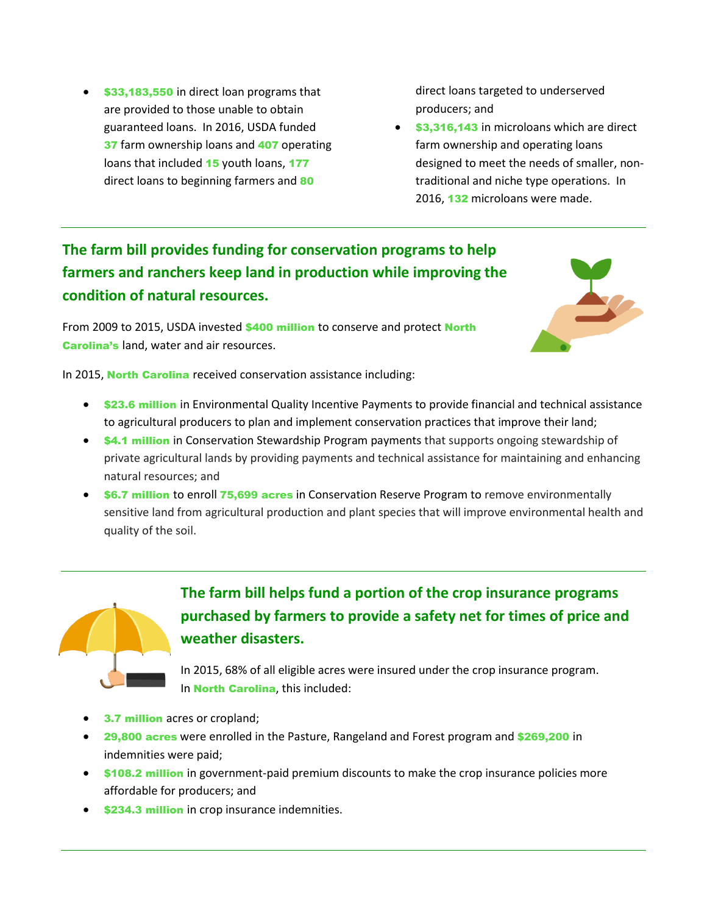- **$33,183,550** in direct loan programs that are provided to those unable to obtain guaranteed loans. In 2016, USDA funded **37** farm ownership loans and **407** operating loans that included **15** youth loans, **177** direct loans to beginning farmers and **80** direct loans targeted to underserved producers; and
- **$3,316,143** in microloans which are direct farm ownership and operating loans designed to meet the needs of smaller, non-traditional and niche type operations. In 2016, **132** microloans were made.

## The farm bill provides funding for conservation programs to help farmers and ranchers keep land in production while improving the condition of natural resources.

From 2009 to 2015, USDA invested **$400 million** to conserve and protect **North Carolina's** land, water and air resources.

In 2015, **North Carolina** received conservation assistance including:

- **$23.6 million** in Environmental Quality Incentive Payments to provide financial and technical assistance to agricultural producers to plan and implement conservation practices that improve their land;
- **$4.1 million** in Conservation Stewardship Program payments that supports ongoing stewardship of private agricultural lands by providing payments and technical assistance for maintaining and enhancing natural resources; and
- **$6.7 million** to enroll **75,699 acres** in Conservation Reserve Program to remove environmentally sensitive land from agricultural production and plant species that will improve environmental health and quality of the soil.

## The farm bill helps fund a portion of the crop insurance programs purchased by farmers to provide a safety net for times of price and weather disasters.

In 2015, 68% of all eligible acres were insured under the crop insurance program. In **North Carolina**, this included:

- **3.7 million** acres or cropland;
- **29,800 acres** were enrolled in the Pasture, Rangeland and Forest program and **$269,200** in indemnities were paid;
- **$108.2 million** in government-paid premium discounts to make the crop insurance policies more affordable for producers; and
- **$234.3 million** in crop insurance indemnities.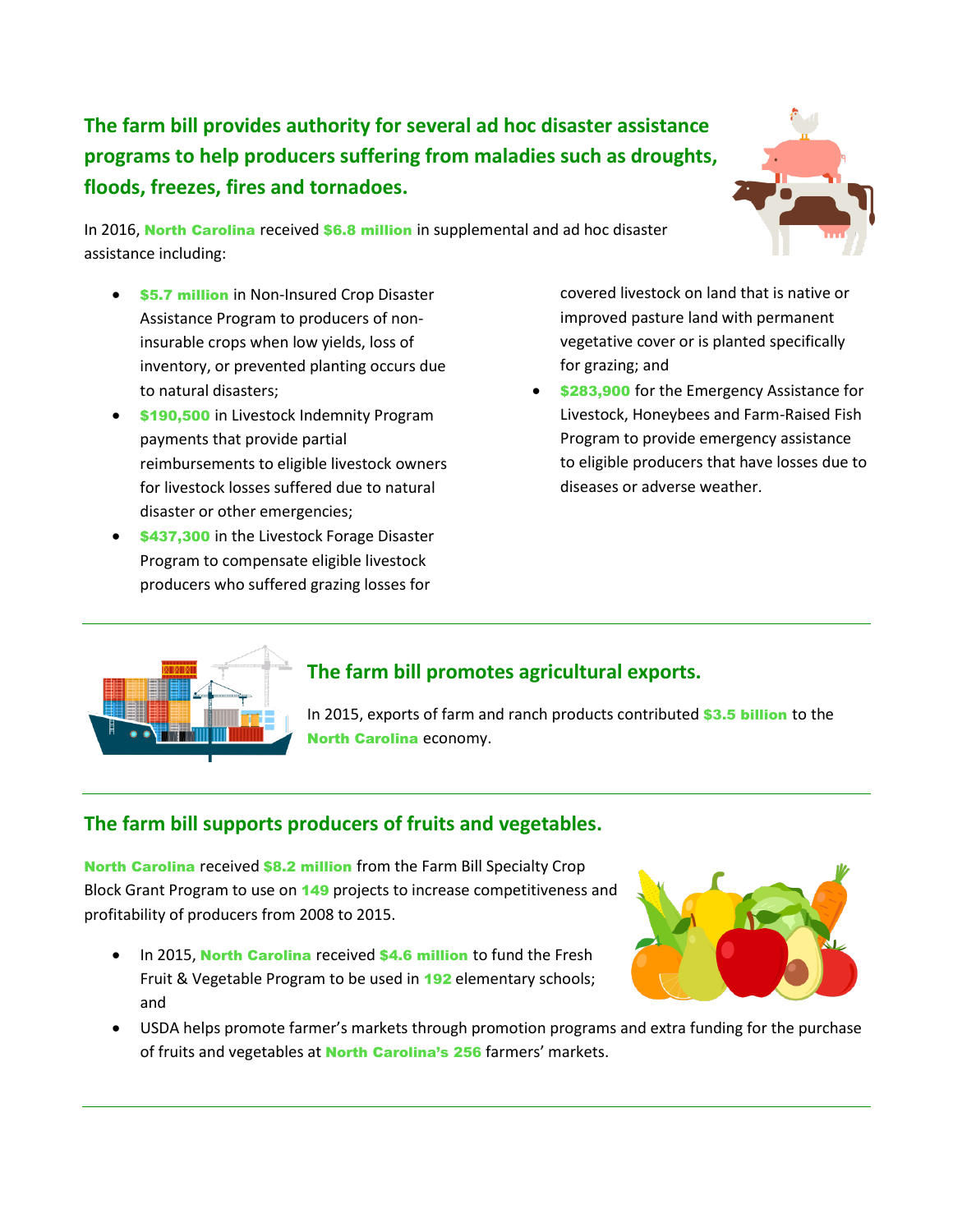## The farm bill provides authority for several ad hoc disaster assistance programs to help producers suffering from maladies such as droughts, floods, freezes, fires and tornadoes.

In 2016, **North Carolina** received **$6.8 million** in supplemental and ad hoc disaster assistance including:

- **$5.7 million** in Non-Insured Crop Disaster Assistance Program to producers of non-insurable crops when low yields, loss of inventory, or prevented planting occurs due to natural disasters;
- **$190,500** in Livestock Indemnity Program payments that provide partial reimbursements to eligible livestock owners for livestock losses suffered due to natural disaster or other emergencies;
- **$437,300** in the Livestock Forage Disaster Program to compensate eligible livestock producers who suffered grazing losses for covered livestock on land that is native or improved pasture land with permanent vegetative cover or is planted specifically for grazing; and
- **$283,900** for the Emergency Assistance for Livestock, Honeybees and Farm-Raised Fish Program to provide emergency assistance to eligible producers that have losses due to diseases or adverse weather.

---

## The farm bill promotes agricultural exports.

In 2015, exports of farm and ranch products contributed **$3.5 billion** to the **North Carolina** economy.

---

## The farm bill supports producers of fruits and vegetables.

**North Carolina** received **$8.2 million** from the Farm Bill Specialty Crop Block Grant Program to use on **149** projects to increase competitiveness and profitability of producers from 2008 to 2015.

- In 2015, **North Carolina** received **$4.6 million** to fund the Fresh Fruit & Vegetable Program to be used in **192** elementary schools; and
- USDA helps promote farmer's markets through promotion programs and extra funding for the purchase of fruits and vegetables at **North Carolina's 256** farmers' markets.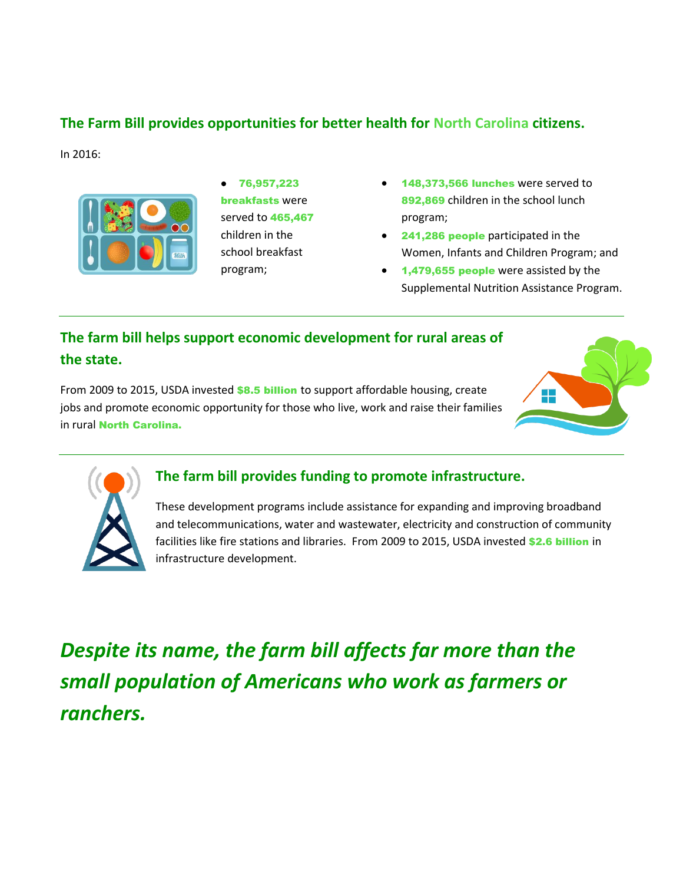## The Farm Bill provides opportunities for better health for North Carolina citizens.

In 2016:

- **76,957,223 breakfasts** were served to **465,467** children in the school breakfast program;
- **148,373,566 lunches** were served to **892,869** children in the school lunch program;
- **241,286 people** participated in the Women, Infants and Children Program; and
- **1,479,655 people** were assisted by the Supplemental Nutrition Assistance Program.

## The farm bill helps support economic development for rural areas of the state.

From 2009 to 2015, USDA invested **$8.5 billion** to support affordable housing, create jobs and promote economic opportunity for those who live, work and raise their families in rural **North Carolina.**

## The farm bill provides funding to promote infrastructure.

These development programs include assistance for expanding and improving broadband and telecommunications, water and wastewater, electricity and construction of community facilities like fire stations and libraries. From 2009 to 2015, USDA invested **$2.6 billion** in infrastructure development.

***Despite its name, the farm bill affects far more than the small population of Americans who work as farmers or ranchers.***